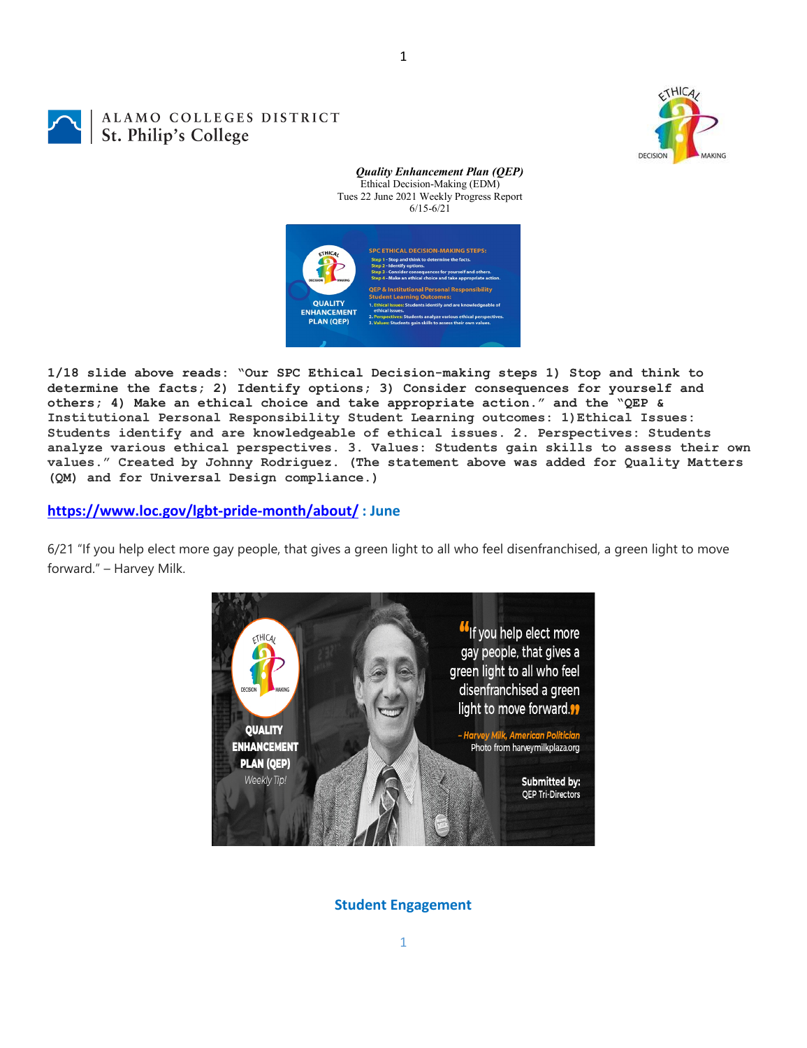**ALAMO COLLEGES DISTRICT**
**St. Philip's College**

***Quality Enhancement Plan (QEP)***
Ethical Decision-Making (EDM)
Tues 22 June 2021 Weekly Progress Report
6/15-6/21

**1/18 slide above reads: "Our SPC Ethical Decision-making steps 1) Stop and think to determine the facts; 2) Identify options; 3) Consider consequences for yourself and others; 4) Make an ethical choice and take appropriate action." and the "QEP & Institutional Personal Responsibility Student Learning outcomes: 1)Ethical Issues: Students identify and are knowledgeable of ethical issues. 2. Perspectives: Students analyze various ethical perspectives. 3. Values: Students gain skills to assess their own values." Created by Johnny Rodriguez. (The statement above was added for Quality Matters (QM) and for Universal Design compliance.)**

**https://www.loc.gov/lgbt-pride-month/about/ : June**

6/21 "If you help elect more gay people, that gives a green light to all who feel disenfranchised, a green light to move forward." – Harvey Milk.

**Student Engagement**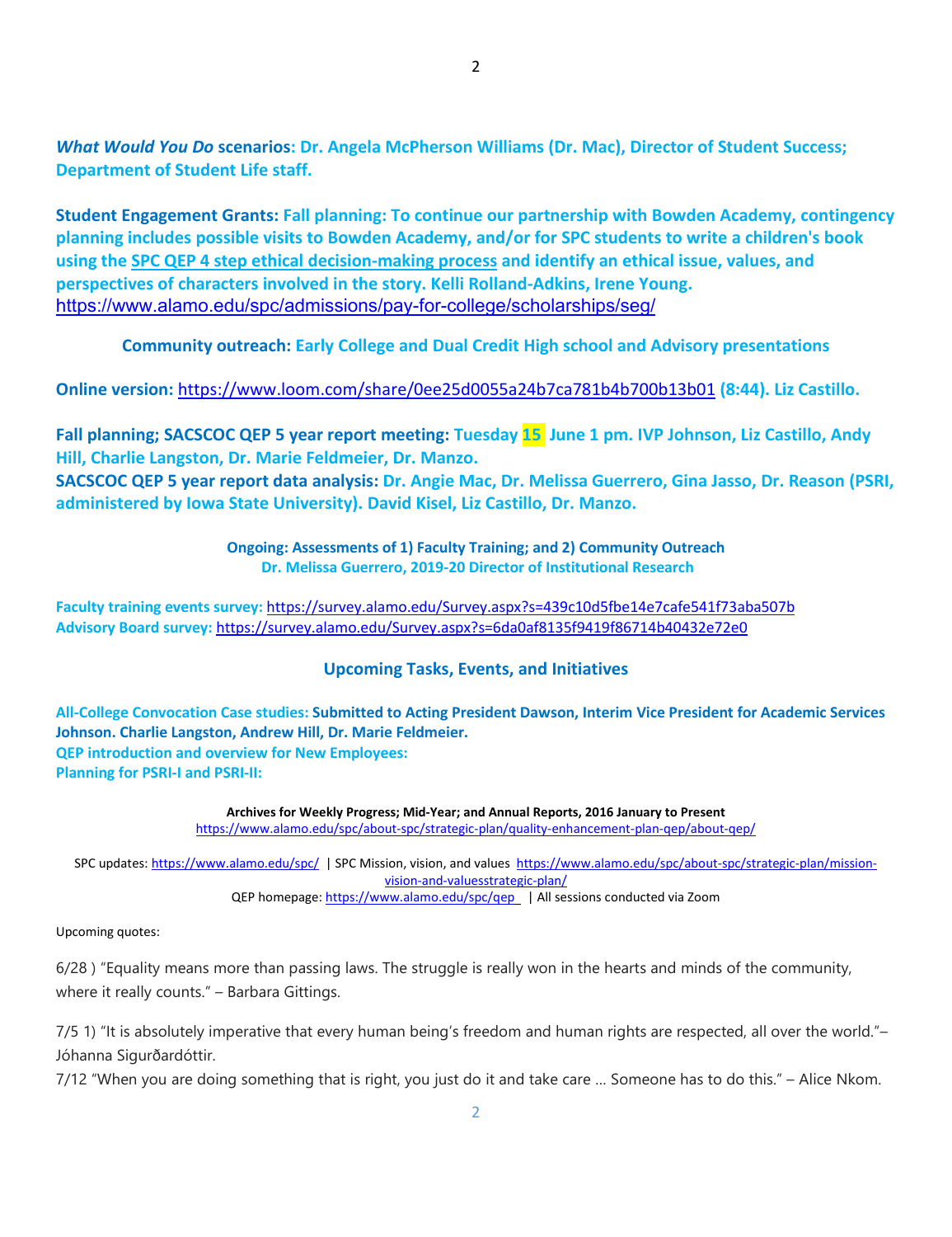***What Would You Do* scenarios: Dr. Angela McPherson Williams (Dr. Mac), Director of Student Success; Department of Student Life staff.**

**Student Engagement Grants: Fall planning: To continue our partnership with Bowden Academy, contingency planning includes possible visits to Bowden Academy, and/or for SPC students to write a children's book using the SPC QEP 4 step ethical decision-making process and identify an ethical issue, values, and perspectives of characters involved in the story. Kelli Rolland-Adkins, Irene Young.**
https://www.alamo.edu/spc/admissions/pay-for-college/scholarships/seg/

**Community outreach: Early College and Dual Credit High school and Advisory presentations**

**Online version:** https://www.loom.com/share/0ee25d0055a24b7ca781b4b700b13b01 **(8:44). Liz Castillo.**

**Fall planning; SACSCOC QEP 5 year report meeting: Tuesday 15 June 1 pm. IVP Johnson, Liz Castillo, Andy Hill, Charlie Langston, Dr. Marie Feldmeier, Dr. Manzo.**
**SACSCOC QEP 5 year report data analysis: Dr. Angie Mac, Dr. Melissa Guerrero, Gina Jasso, Dr. Reason (PSRI, administered by Iowa State University). David Kisel, Liz Castillo, Dr. Manzo.**

**Ongoing: Assessments of 1) Faculty Training; and 2) Community Outreach**
**Dr. Melissa Guerrero, 2019-20 Director of Institutional Research**

**Faculty training events survey:** https://survey.alamo.edu/Survey.aspx?s=439c10d5fbe14e7cafe541f73aba507b
**Advisory Board survey:** https://survey.alamo.edu/Survey.aspx?s=6da0af8135f9419f86714b40432e72e0

## Upcoming Tasks, Events, and Initiatives

**All-College Convocation Case studies: Submitted to Acting President Dawson, Interim Vice President for Academic Services Johnson. Charlie Langston, Andrew Hill, Dr. Marie Feldmeier.**
**QEP introduction and overview for New Employees:**
**Planning for PSRI-I and PSRI-II:**

**Archives for Weekly Progress; Mid-Year; and Annual Reports, 2016 January to Present**
https://www.alamo.edu/spc/about-spc/strategic-plan/quality-enhancement-plan-qep/about-qep/

SPC updates: https://www.alamo.edu/spc/ | SPC Mission, vision, and values https://www.alamo.edu/spc/about-spc/strategic-plan/mission-vision-and-valuesstrategic-plan/
QEP homepage: https://www.alamo.edu/spc/qep | All sessions conducted via Zoom

Upcoming quotes:

6/28 ) "Equality means more than passing laws. The struggle is really won in the hearts and minds of the community, where it really counts." – Barbara Gittings.

7/5 1) "It is absolutely imperative that every human being's freedom and human rights are respected, all over the world."– Jóhanna Sigurðardóttir.
7/12 "When you are doing something that is right, you just do it and take care … Someone has to do this." – Alice Nkom.